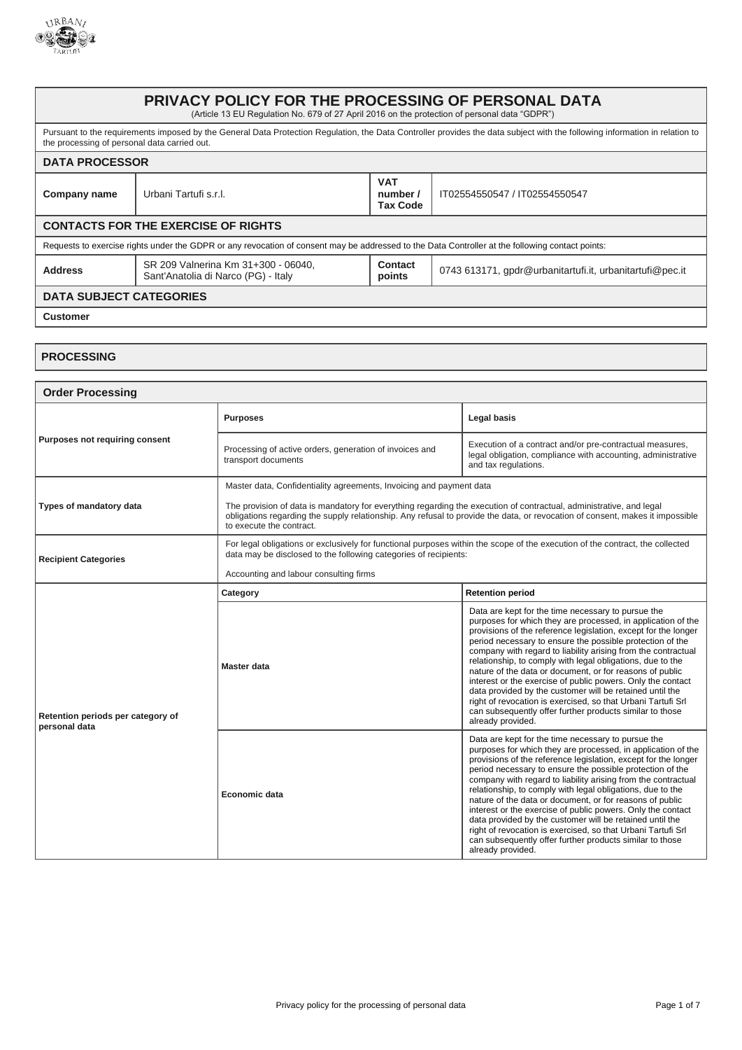# PRIVACY POLICY FOR THE PROCESSING OF PERSONAL DATA

(Article 13 EU Regulation No. 679 of 27 April 2016 on the protection of personal data "GDPR")

Pursuant to the requirements imposed by the General Data Protection Regulation, the Data Controller provides the data subject with the following information in relation to the processing of personal data carried out.

## DATA PROCESSOR

| Company name | Urbani Tartufi s.r.l. | VAT number / Tax Code | IT02554550547 / IT02554550547 |
|---|---|---|---|

## CONTACTS FOR THE EXERCISE OF RIGHTS

Requests to exercise rights under the GDPR or any revocation of consent may be addressed to the Data Controller at the following contact points:

| Address | SR 209 Valnerina Km 31+300 - 06040, Sant'Anatolia di Narco (PG) - Italy | Contact points | 0743 613171, gpdr@urbanitartufi.it, urbanitartufi@pec.it |
|---|---|---|---|

## DATA SUBJECT CATEGORIES

**Customer**

## PROCESSING

### Order Processing

| | | |
|---|---|---|
| **Purposes not requiring consent** | **Purposes** | **Legal basis** |
| | Processing of active orders, generation of invoices and transport documents | Execution of a contract and/or pre-contractual measures, legal obligation, compliance with accounting, administrative and tax regulations. |
| **Types of mandatory data** | Master data, Confidentiality agreements, Invoicing and payment data<br><br>The provision of data is mandatory for everything regarding the execution of contractual, administrative, and legal obligations regarding the supply relationship. Any refusal to provide the data, or revocation of consent, makes it impossible to execute the contract. | |
| **Recipient Categories** | For legal obligations or exclusively for functional purposes within the scope of the execution of the contract, the collected data may be disclosed to the following categories of recipients:<br><br>Accounting and labour consulting firms | |
| **Retention periods per category of personal data** | **Category** | **Retention period** |
| | **Master data** | Data are kept for the time necessary to pursue the purposes for which they are processed, in application of the provisions of the reference legislation, except for the longer period necessary to ensure the possible protection of the company with regard to liability arising from the contractual relationship, to comply with legal obligations, due to the nature of the data or document, or for reasons of public interest or the exercise of public powers. Only the contact data provided by the customer will be retained until the right of revocation is exercised, so that Urbani Tartufi Srl can subsequently offer further products similar to those already provided. |
| | **Economic data** | Data are kept for the time necessary to pursue the purposes for which they are processed, in application of the provisions of the reference legislation, except for the longer period necessary to ensure the possible protection of the company with regard to liability arising from the contractual relationship, to comply with legal obligations, due to the nature of the data or document, or for reasons of public interest or the exercise of public powers. Only the contact data provided by the customer will be retained until the right of revocation is exercised, so that Urbani Tartufi Srl can subsequently offer further products similar to those already provided. |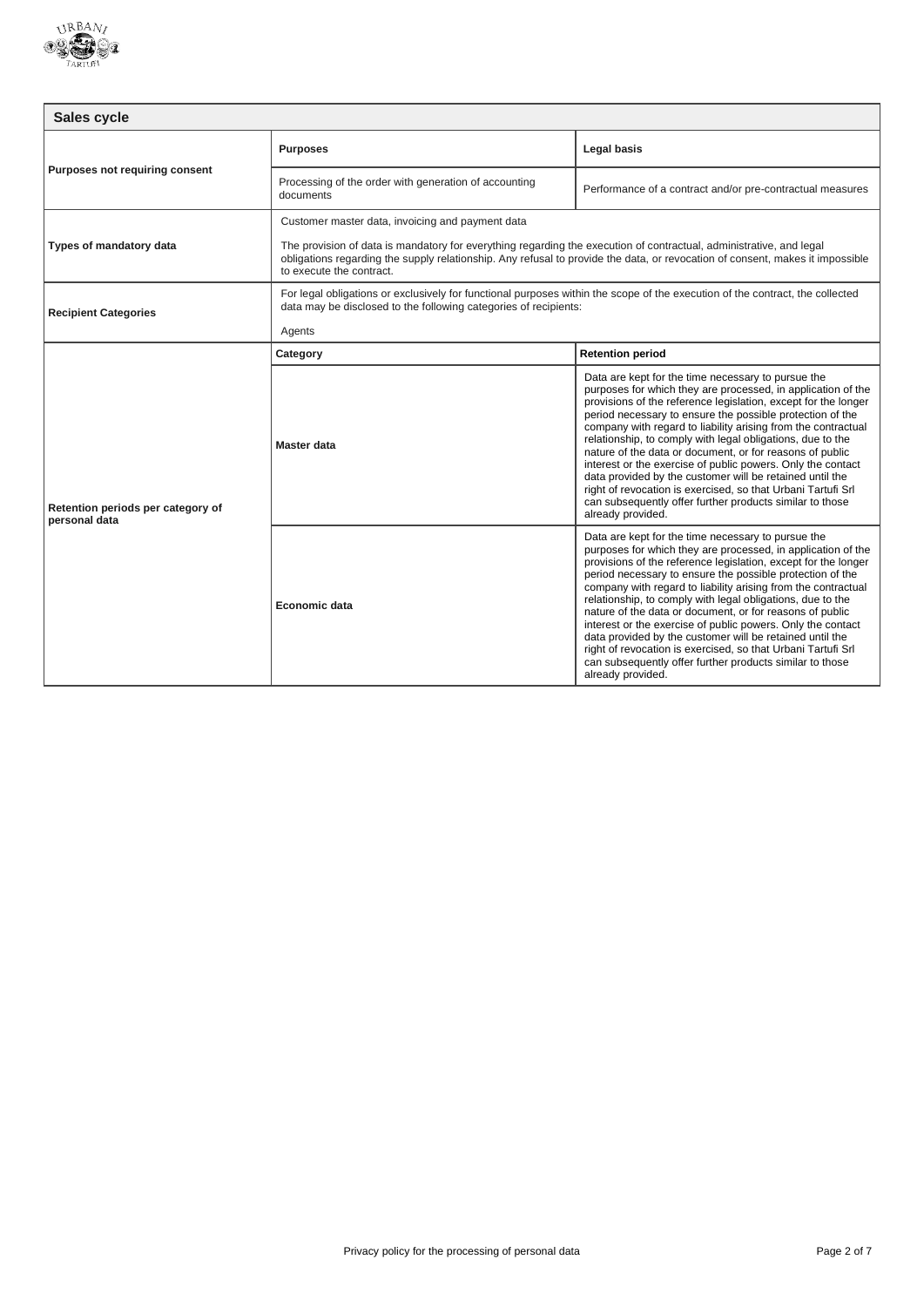| Sales cycle | | |
|---|---|---|
| **Purposes not requiring consent** | **Purposes** | **Legal basis** |
| | Processing of the order with generation of accounting documents | Performance of a contract and/or pre-contractual measures |
| **Types of mandatory data** | Customer master data, invoicing and payment data<br><br>The provision of data is mandatory for everything regarding the execution of contractual, administrative, and legal obligations regarding the supply relationship. Any refusal to provide the data, or revocation of consent, makes it impossible to execute the contract. | |
| **Recipient Categories** | For legal obligations or exclusively for functional purposes within the scope of the execution of the contract, the collected data may be disclosed to the following categories of recipients:<br><br>Agents | |
| **Retention periods per category of personal data** | **Category** | **Retention period** |
| | **Master data** | Data are kept for the time necessary to pursue the purposes for which they are processed, in application of the provisions of the reference legislation, except for the longer period necessary to ensure the possible protection of the company with regard to liability arising from the contractual relationship, to comply with legal obligations, due to the nature of the data or document, or for reasons of public interest or the exercise of public powers. Only the contact data provided by the customer will be retained until the right of revocation is exercised, so that Urbani Tartufi Srl can subsequently offer further products similar to those already provided. |
| | **Economic data** | Data are kept for the time necessary to pursue the purposes for which they are processed, in application of the provisions of the reference legislation, except for the longer period necessary to ensure the possible protection of the company with regard to liability arising from the contractual relationship, to comply with legal obligations, due to the nature of the data or document, or for reasons of public interest or the exercise of public powers. Only the contact data provided by the customer will be retained until the right of revocation is exercised, so that Urbani Tartufi Srl can subsequently offer further products similar to those already provided. |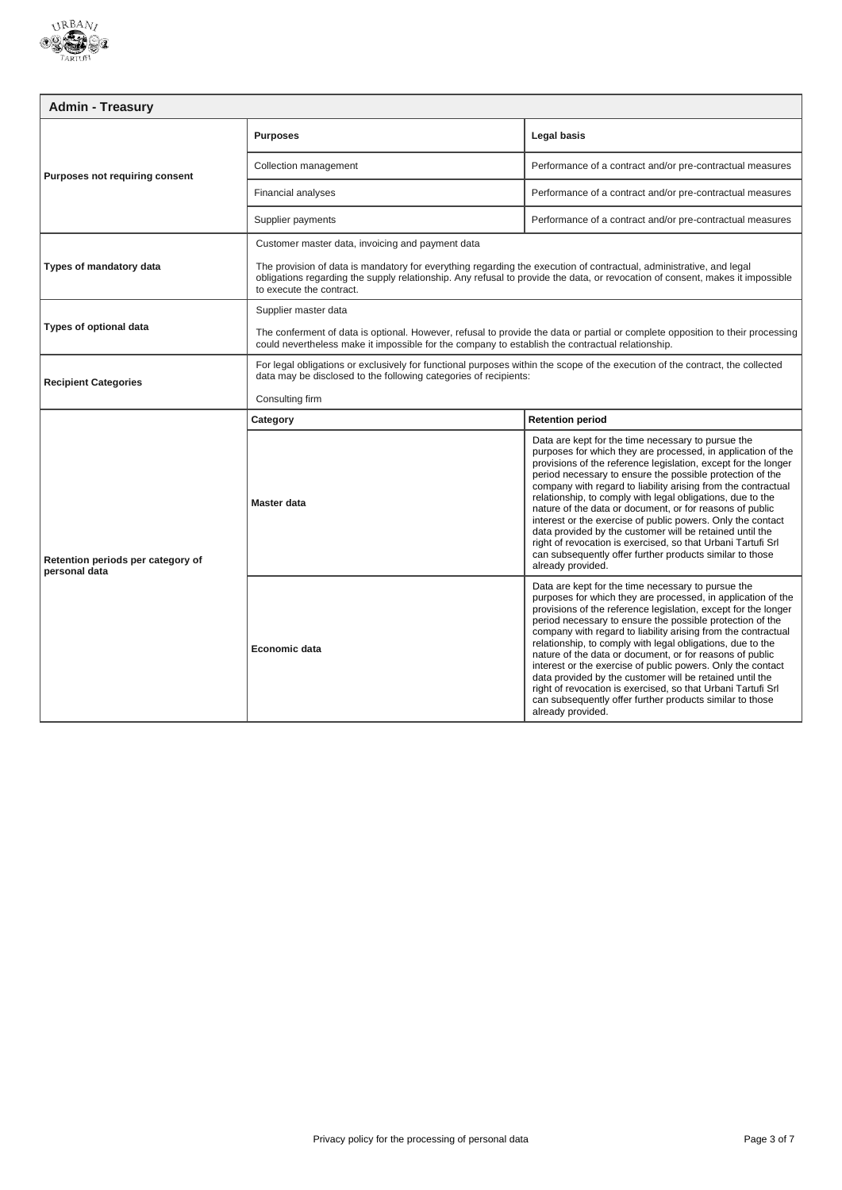## Admin - Treasury

| | Purposes | Legal basis |
|---|---|---|
| **Purposes not requiring consent** | Collection management | Performance of a contract and/or pre-contractual measures |
| | Financial analyses | Performance of a contract and/or pre-contractual measures |
| | Supplier payments | Performance of a contract and/or pre-contractual measures |
| **Types of mandatory data** | Customer master data, invoicing and payment data<br><br>The provision of data is mandatory for everything regarding the execution of contractual, administrative, and legal obligations regarding the supply relationship. Any refusal to provide the data, or revocation of consent, makes it impossible to execute the contract. | |
| **Types of optional data** | Supplier master data<br><br>The conferment of data is optional. However, refusal to provide the data or partial or complete opposition to their processing could nevertheless make it impossible for the company to establish the contractual relationship. | |
| **Recipient Categories** | For legal obligations or exclusively for functional purposes within the scope of the execution of the contract, the collected data may be disclosed to the following categories of recipients:<br><br>Consulting firm | |
| **Retention periods per category of personal data** | **Category** | **Retention period** |
| | **Master data** | Data are kept for the time necessary to pursue the purposes for which they are processed, in application of the provisions of the reference legislation, except for the longer period necessary to ensure the possible protection of the company with regard to liability arising from the contractual relationship, to comply with legal obligations, due to the nature of the data or document, or for reasons of public interest or the exercise of public powers. Only the contact data provided by the customer will be retained until the right of revocation is exercised, so that Urbani Tartufi Srl can subsequently offer further products similar to those already provided. |
| | **Economic data** | Data are kept for the time necessary to pursue the purposes for which they are processed, in application of the provisions of the reference legislation, except for the longer period necessary to ensure the possible protection of the company with regard to liability arising from the contractual relationship, to comply with legal obligations, due to the nature of the data or document, or for reasons of public interest or the exercise of public powers. Only the contact data provided by the customer will be retained until the right of revocation is exercised, so that Urbani Tartufi Srl can subsequently offer further products similar to those already provided. |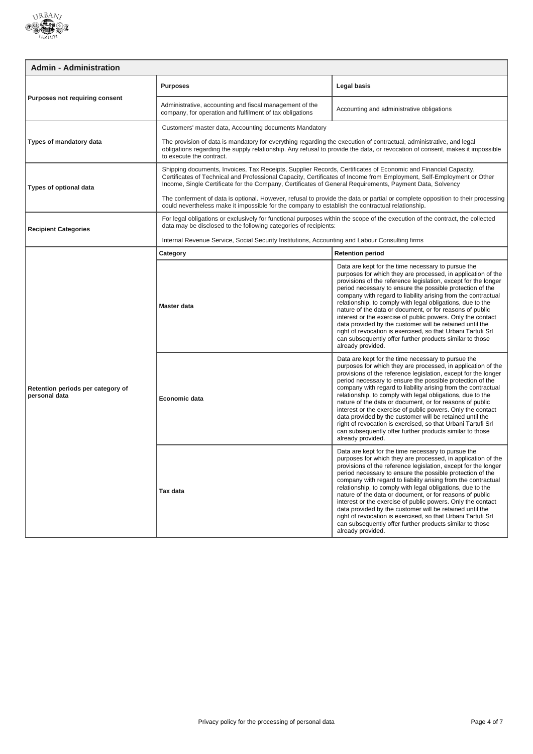## Admin - Administration

| | | |
|---|---|---|
| **Purposes not requiring consent** | **Purposes** | **Legal basis** |
| | Administrative, accounting and fiscal management of the company, for operation and fulfilment of tax obligations | Accounting and administrative obligations |
| **Types of mandatory data** | Customers' master data, Accounting documents Mandatory<br><br>The provision of data is mandatory for everything regarding the execution of contractual, administrative, and legal obligations regarding the supply relationship. Any refusal to provide the data, or revocation of consent, makes it impossible to execute the contract. | |
| **Types of optional data** | Shipping documents, Invoices, Tax Receipts, Supplier Records, Certificates of Economic and Financial Capacity, Certificates of Technical and Professional Capacity, Certificates of Income from Employment, Self-Employment or Other Income, Single Certificate for the Company, Certificates of General Requirements, Payment Data, Solvency<br><br>The conferment of data is optional. However, refusal to provide the data or partial or complete opposition to their processing could nevertheless make it impossible for the company to establish the contractual relationship. | |
| **Recipient Categories** | For legal obligations or exclusively for functional purposes within the scope of the execution of the contract, the collected data may be disclosed to the following categories of recipients:<br><br>Internal Revenue Service, Social Security Institutions, Accounting and Labour Consulting firms | |
| **Retention periods per category of personal data** | **Category** | **Retention period** |
| | **Master data** | Data are kept for the time necessary to pursue the purposes for which they are processed, in application of the provisions of the reference legislation, except for the longer period necessary to ensure the possible protection of the company with regard to liability arising from the contractual relationship, to comply with legal obligations, due to the nature of the data or document, or for reasons of public interest or the exercise of public powers. Only the contact data provided by the customer will be retained until the right of revocation is exercised, so that Urbani Tartufi Srl can subsequently offer further products similar to those already provided. |
| | **Economic data** | Data are kept for the time necessary to pursue the purposes for which they are processed, in application of the provisions of the reference legislation, except for the longer period necessary to ensure the possible protection of the company with regard to liability arising from the contractual relationship, to comply with legal obligations, due to the nature of the data or document, or for reasons of public interest or the exercise of public powers. Only the contact data provided by the customer will be retained until the right of revocation is exercised, so that Urbani Tartufi Srl can subsequently offer further products similar to those already provided. |
| | **Tax data** | Data are kept for the time necessary to pursue the purposes for which they are processed, in application of the provisions of the reference legislation, except for the longer period necessary to ensure the possible protection of the company with regard to liability arising from the contractual relationship, to comply with legal obligations, due to the nature of the data or document, or for reasons of public interest or the exercise of public powers. Only the contact data provided by the customer will be retained until the right of revocation is exercised, so that Urbani Tartufi Srl can subsequently offer further products similar to those already provided. |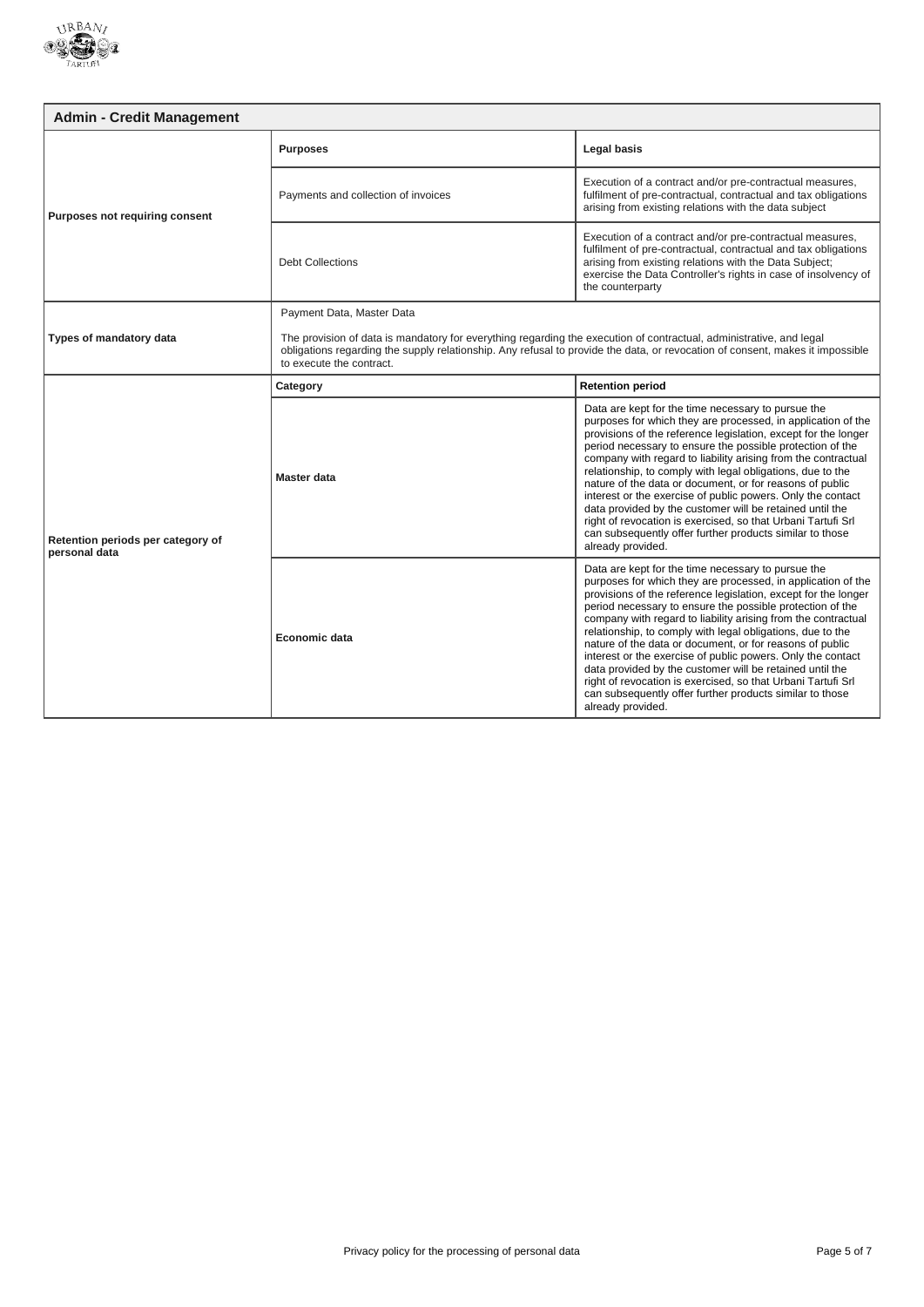## Admin - Credit Management

| | Purposes | Legal basis |
|---|---|---|
| **Purposes not requiring consent** | Payments and collection of invoices | Execution of a contract and/or pre-contractual measures, fulfilment of pre-contractual, contractual and tax obligations arising from existing relations with the data subject |
| | Debt Collections | Execution of a contract and/or pre-contractual measures, fulfilment of pre-contractual, contractual and tax obligations arising from existing relations with the Data Subject; exercise the Data Controller's rights in case of insolvency of the counterparty |
| **Types of mandatory data** | Payment Data, Master Data<br><br>The provision of data is mandatory for everything regarding the execution of contractual, administrative, and legal obligations regarding the supply relationship. Any refusal to provide the data, or revocation of consent, makes it impossible to execute the contract. | |
| **Retention periods per category of personal data** | **Category** | **Retention period** |
| | **Master data** | Data are kept for the time necessary to pursue the purposes for which they are processed, in application of the provisions of the reference legislation, except for the longer period necessary to ensure the possible protection of the company with regard to liability arising from the contractual relationship, to comply with legal obligations, due to the nature of the data or document, or for reasons of public interest or the exercise of public powers. Only the contact data provided by the customer will be retained until the right of revocation is exercised, so that Urbani Tartufi Srl can subsequently offer further products similar to those already provided. |
| | **Economic data** | Data are kept for the time necessary to pursue the purposes for which they are processed, in application of the provisions of the reference legislation, except for the longer period necessary to ensure the possible protection of the company with regard to liability arising from the contractual relationship, to comply with legal obligations, due to the nature of the data or document, or for reasons of public interest or the exercise of public powers. Only the contact data provided by the customer will be retained until the right of revocation is exercised, so that Urbani Tartufi Srl can subsequently offer further products similar to those already provided. |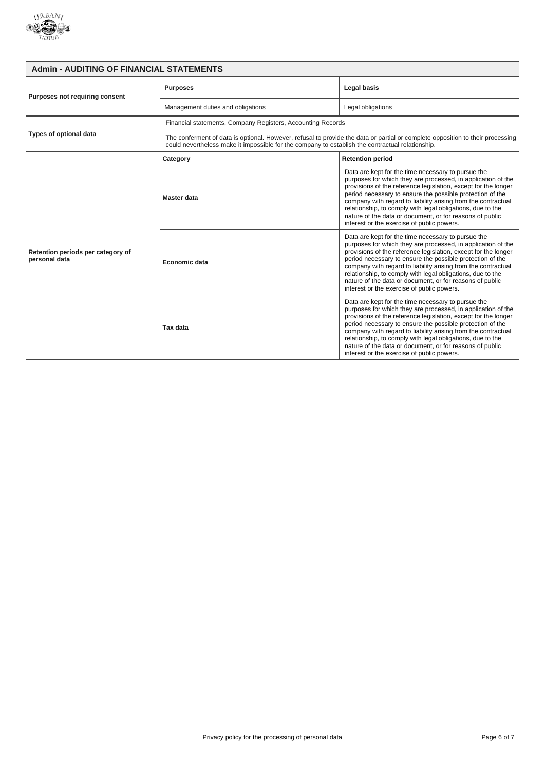| Admin - AUDITING OF FINANCIAL STATEMENTS | | |
|---|---|---|
| **Purposes not requiring consent** | **Purposes** | **Legal basis** |
| | Management duties and obligations | Legal obligations |
| **Types of optional data** | Financial statements, Company Registers, Accounting Records<br><br>The conferment of data is optional. However, refusal to provide the data or partial or complete opposition to their processing could nevertheless make it impossible for the company to establish the contractual relationship. | |
| **Retention periods per category of personal data** | **Category** | **Retention period** |
| | **Master data** | Data are kept for the time necessary to pursue the purposes for which they are processed, in application of the provisions of the reference legislation, except for the longer period necessary to ensure the possible protection of the company with regard to liability arising from the contractual relationship, to comply with legal obligations, due to the nature of the data or document, or for reasons of public interest or the exercise of public powers. |
| | **Economic data** | Data are kept for the time necessary to pursue the purposes for which they are processed, in application of the provisions of the reference legislation, except for the longer period necessary to ensure the possible protection of the company with regard to liability arising from the contractual relationship, to comply with legal obligations, due to the nature of the data or document, or for reasons of public interest or the exercise of public powers. |
| | **Tax data** | Data are kept for the time necessary to pursue the purposes for which they are processed, in application of the provisions of the reference legislation, except for the longer period necessary to ensure the possible protection of the company with regard to liability arising from the contractual relationship, to comply with legal obligations, due to the nature of the data or document, or for reasons of public interest or the exercise of public powers. |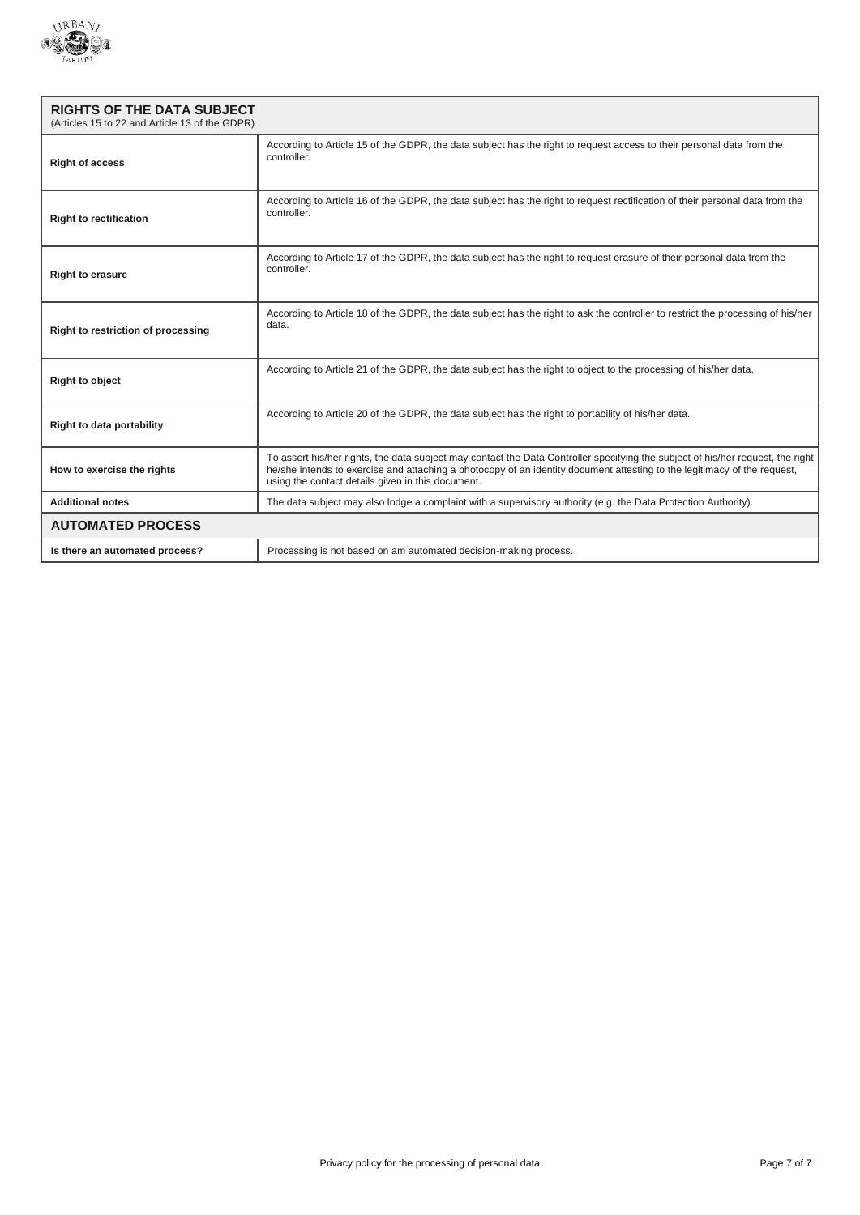| RIGHTS OF THE DATA SUBJECT (Articles 15 to 22 and Article 13 of the GDPR) | |
|---|---|
| **Right of access** | According to Article 15 of the GDPR, the data subject has the right to request access to their personal data from the controller. |
| **Right to rectification** | According to Article 16 of the GDPR, the data subject has the right to request rectification of their personal data from the controller. |
| **Right to erasure** | According to Article 17 of the GDPR, the data subject has the right to request erasure of their personal data from the controller. |
| **Right to restriction of processing** | According to Article 18 of the GDPR, the data subject has the right to ask the controller to restrict the processing of his/her data. |
| **Right to object** | According to Article 21 of the GDPR, the data subject has the right to object to the processing of his/her data. |
| **Right to data portability** | According to Article 20 of the GDPR, the data subject has the right to portability of his/her data. |
| **How to exercise the rights** | To assert his/her rights, the data subject may contact the Data Controller specifying the subject of his/her request, the right he/she intends to exercise and attaching a photocopy of an identity document attesting to the legitimacy of the request, using the contact details given in this document. |
| **Additional notes** | The data subject may also lodge a complaint with a supervisory authority (e.g. the Data Protection Authority). |

| AUTOMATED PROCESS | |
|---|---|
| **Is there an automated process?** | Processing is not based on am automated decision-making process. |